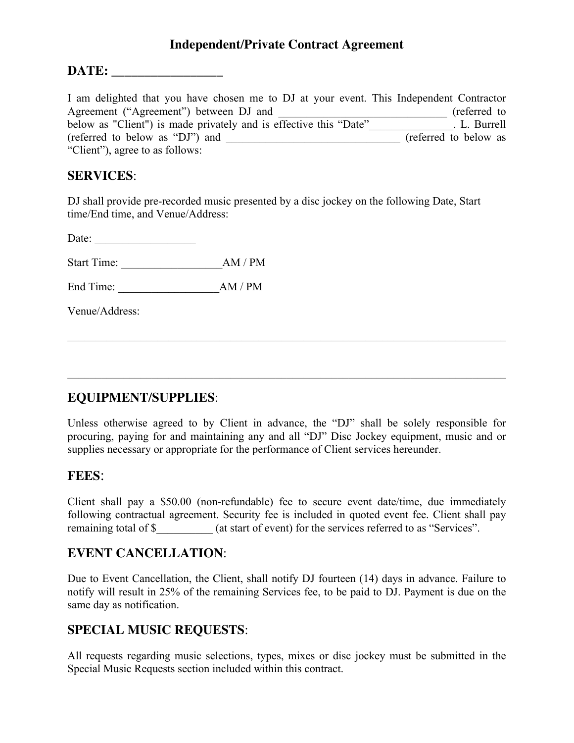# Independent/Private Contract Agreement

## DATE: _________________

I am delighted that you have chosen me to DJ at your event. This Independent Contractor Agreement ("Agreement") between DJ and ______________________________ (referred to below as "Client") is made privately and is effective this "Date"_______________. L. Burrell (referred to below as "DJ") and _______________________________ (referred to below as "Client"), agree to as follows:

## SERVICES:

DJ shall provide pre-recorded music presented by a disc jockey on the following Date, Start time/End time, and Venue/Address:

Date: __________________

Start Time: __________________AM / PM

End Time: __________________AM / PM

Venue/Address:

______________________________________________________________________________

______________________________________________________________________________

## EQUIPMENT/SUPPLIES:

Unless otherwise agreed to by Client in advance, the "DJ" shall be solely responsible for procuring, paying for and maintaining any and all "DJ" Disc Jockey equipment, music and or supplies necessary or appropriate for the performance of Client services hereunder.

## FEES:

Client shall pay a $50.00 (non-refundable) fee to secure event date/time, due immediately following contractual agreement. Security fee is included in quoted event fee. Client shall pay remaining total of $__________ (at start of event) for the services referred to as "Services".

## EVENT CANCELLATION:

Due to Event Cancellation, the Client, shall notify DJ fourteen (14) days in advance. Failure to notify will result in 25% of the remaining Services fee, to be paid to DJ. Payment is due on the same day as notification.

## SPECIAL MUSIC REQUESTS:

All requests regarding music selections, types, mixes or disc jockey must be submitted in the Special Music Requests section included within this contract.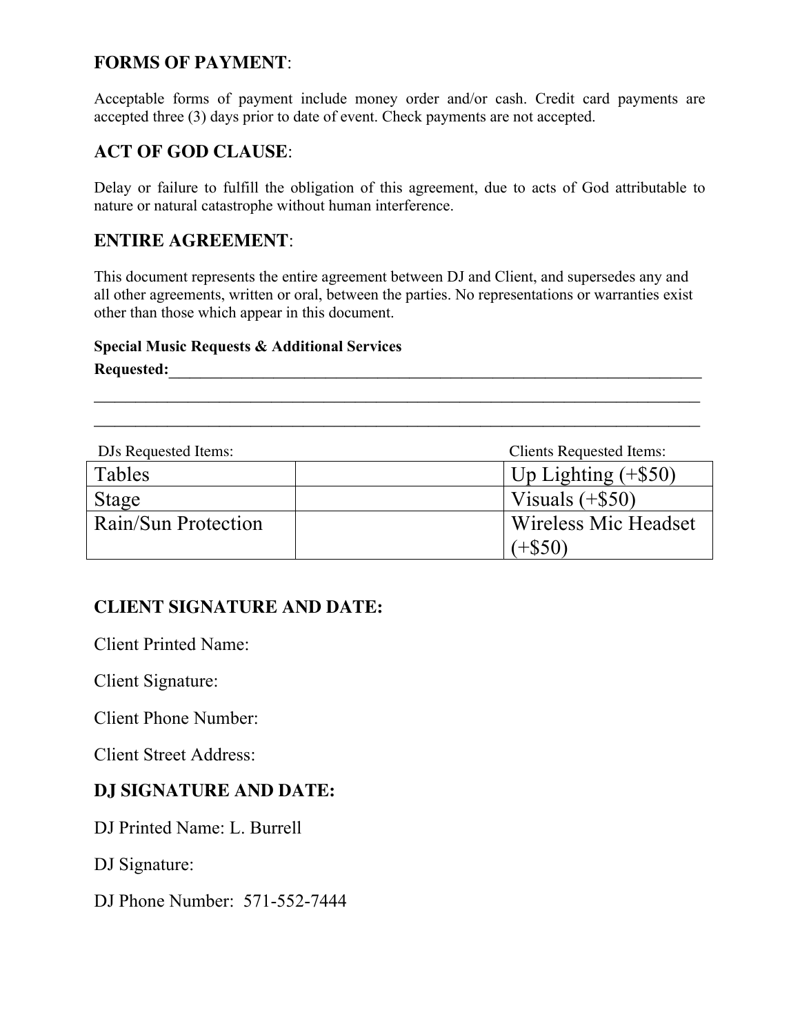## FORMS OF PAYMENT:

Acceptable forms of payment include money order and/or cash. Credit card payments are accepted three (3) days prior to date of event. Check payments are not accepted.

## ACT OF GOD CLAUSE:

Delay or failure to fulfill the obligation of this agreement, due to acts of God attributable to nature or natural catastrophe without human interference.

## ENTIRE AGREEMENT:

This document represents the entire agreement between DJ and Client, and supersedes any and all other agreements, written or oral, between the parties. No representations or warranties exist other than those which appear in this document.

**Special Music Requests & Additional Services Requested:**\_\_\_\_\_\_\_\_\_\_\_\_\_\_\_\_\_\_\_\_\_\_\_\_\_\_\_\_\_\_\_\_\_\_\_\_\_\_\_\_\_\_\_\_\_\_\_\_\_\_\_\_\_\_\_\_\_\_\_\_\_\_\_\_\_\_\_\_\_\_

\_\_\_\_\_\_\_\_\_\_\_\_\_\_\_\_\_\_\_\_\_\_\_\_\_\_\_\_\_\_\_\_\_\_\_\_\_\_\_\_\_\_\_\_\_\_\_\_\_\_\_\_\_\_\_\_\_\_\_\_\_\_\_\_\_\_\_\_\_\_\_\_\_\_\_\_\_\_\_\_

\_\_\_\_\_\_\_\_\_\_\_\_\_\_\_\_\_\_\_\_\_\_\_\_\_\_\_\_\_\_\_\_\_\_\_\_\_\_\_\_\_\_\_\_\_\_\_\_\_\_\_\_\_\_\_\_\_\_\_\_\_\_\_\_\_\_\_\_\_\_\_\_\_\_\_\_\_\_\_\_

| DJs Requested Items: | | Clients Requested Items: |
|---|---|---|
| Tables | | Up Lighting (+$50) |
| Stage | | Visuals (+$50) |
| Rain/Sun Protection | | Wireless Mic Headset (+$50) |

## CLIENT SIGNATURE AND DATE:

Client Printed Name:

Client Signature:

Client Phone Number:

Client Street Address:

## DJ SIGNATURE AND DATE:

DJ Printed Name: L. Burrell

DJ Signature:

DJ Phone Number: 571-552-7444